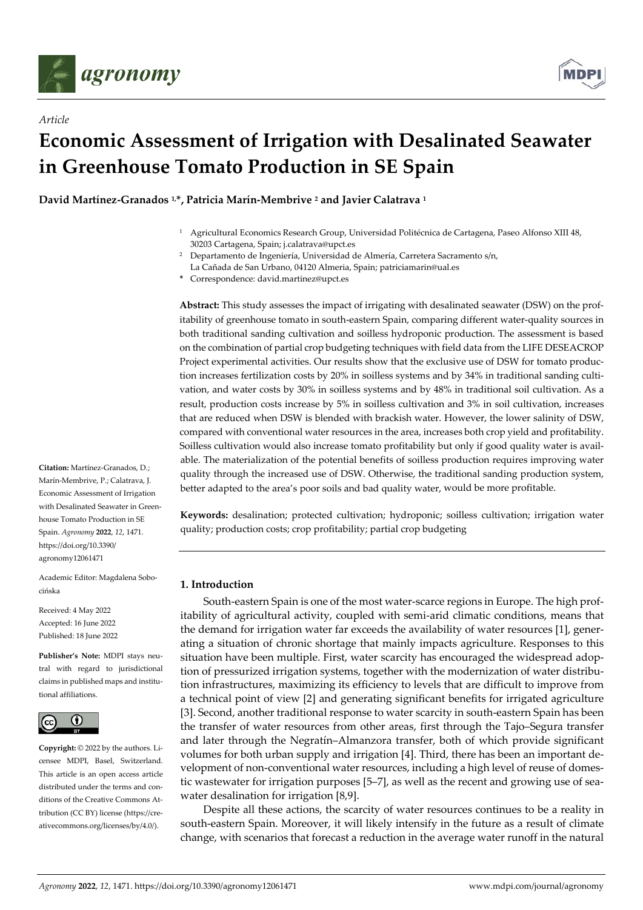*Article*

# Economic Assessment of Irrigation with Desalinated Seawater in Greenhouse Tomato Production in SE Spain

**David Martínez-Granados [1,*], Patricia Marín-Membrive [2] and Javier Calatrava [1]**

[1] Agricultural Economics Research Group, Universidad Politécnica de Cartagena, Paseo Alfonso XIII 48, 30203 Cartagena, Spain; j.calatrava@upct.es

[2] Departamento de Ingeniería, Universidad de Almería, Carretera Sacramento s/n, La Cañada de San Urbano, 04120 Almeria, Spain; patriciamarin@ual.es

* Correspondence: david.martinez@upct.es

**Abstract:** This study assesses the impact of irrigating with desalinated seawater (DSW) on the profitability of greenhouse tomato in south-eastern Spain, comparing different water-quality sources in both traditional sanding cultivation and soilless hydroponic production. The assessment is based on the combination of partial crop budgeting techniques with field data from the LIFE DESEACROP Project experimental activities. Our results show that the exclusive use of DSW for tomato production increases fertilization costs by 20% in soilless systems and by 34% in traditional sanding cultivation, and water costs by 30% in soilless systems and by 48% in traditional soil cultivation. As a result, production costs increase by 5% in soilless cultivation and 3% in soil cultivation, increases that are reduced when DSW is blended with brackish water. However, the lower salinity of DSW, compared with conventional water resources in the area, increases both crop yield and profitability. Soilless cultivation would also increase tomato profitability but only if good quality water is available. The materialization of the potential benefits of soilless production requires improving water quality through the increased use of DSW. Otherwise, the traditional sanding production system, better adapted to the area's poor soils and bad quality water, would be more profitable.

**Keywords:** desalination; protected cultivation; hydroponic; soilless cultivation; irrigation water quality; production costs; crop profitability; partial crop budgeting

**Citation:** Martínez-Granados, D.; Marín-Membrive, P.; Calatrava, J. Economic Assessment of Irrigation with Desalinated Seawater in Greenhouse Tomato Production in SE Spain. *Agronomy* **2022**, *12*, 1471. https://doi.org/10.3390/agronomy12061471

Academic Editor: Magdalena Sobocińska

Received: 4 May 2022
Accepted: 16 June 2022
Published: 18 June 2022

**Publisher's Note:** MDPI stays neutral with regard to jurisdictional claims in published maps and institutional affiliations.

**Copyright:** © 2022 by the authors. Licensee MDPI, Basel, Switzerland. This article is an open access article distributed under the terms and conditions of the Creative Commons Attribution (CC BY) license (https://creativecommons.org/licenses/by/4.0/).

## 1. Introduction

South-eastern Spain is one of the most water-scarce regions in Europe. The high profitability of agricultural activity, coupled with semi-arid climatic conditions, means that the demand for irrigation water far exceeds the availability of water resources [1], generating a situation of chronic shortage that mainly impacts agriculture. Responses to this situation have been multiple. First, water scarcity has encouraged the widespread adoption of pressurized irrigation systems, together with the modernization of water distribution infrastructures, maximizing its efficiency to levels that are difficult to improve from a technical point of view [2] and generating significant benefits for irrigated agriculture [3]. Second, another traditional response to water scarcity in south-eastern Spain has been the transfer of water resources from other areas, first through the Tajo–Segura transfer and later through the Negratín–Almanzora transfer, both of which provide significant volumes for both urban supply and irrigation [4]. Third, there has been an important development of non-conventional water resources, including a high level of reuse of domestic wastewater for irrigation purposes [5–7], as well as the recent and growing use of seawater desalination for irrigation [8,9].

Despite all these actions, the scarcity of water resources continues to be a reality in south-eastern Spain. Moreover, it will likely intensify in the future as a result of climate change, with scenarios that forecast a reduction in the average water runoff in the natural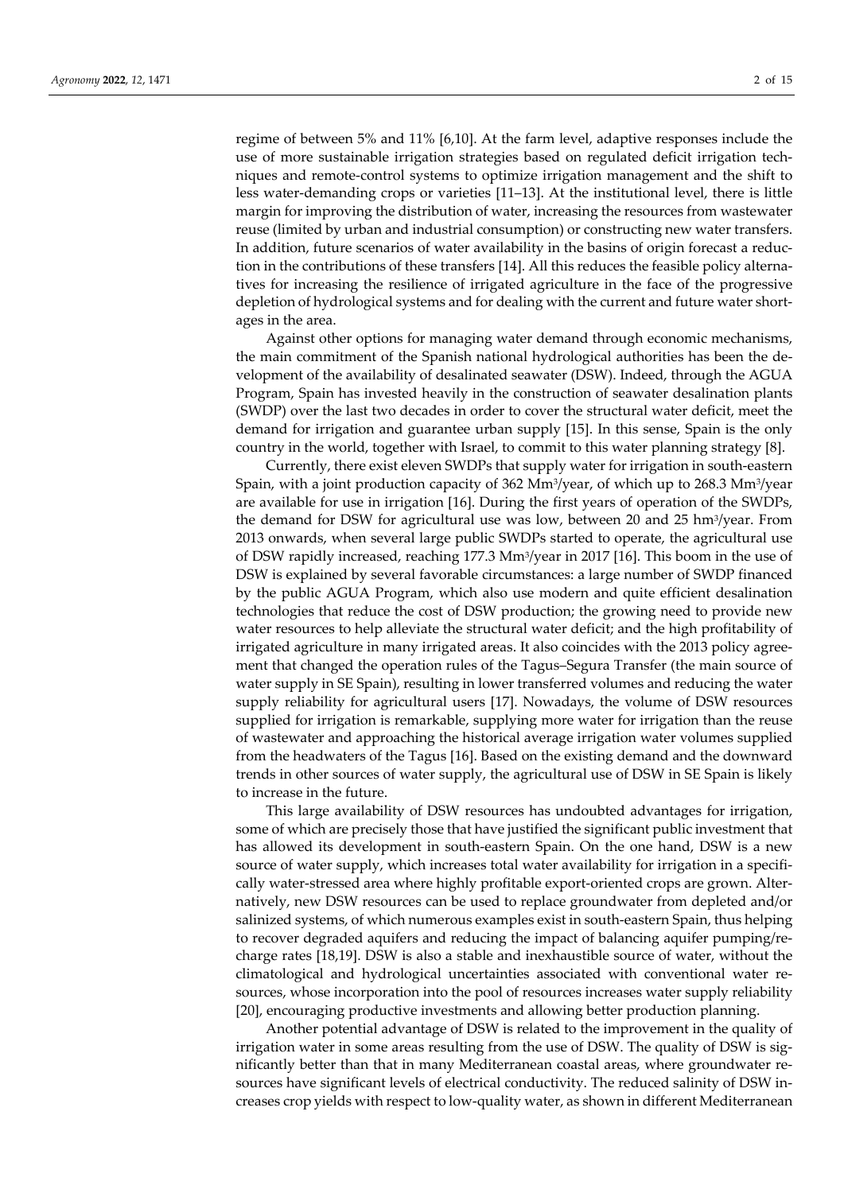regime of between 5% and 11% [6,10]. At the farm level, adaptive responses include the use of more sustainable irrigation strategies based on regulated deficit irrigation techniques and remote-control systems to optimize irrigation management and the shift to less water-demanding crops or varieties [11–13]. At the institutional level, there is little margin for improving the distribution of water, increasing the resources from wastewater reuse (limited by urban and industrial consumption) or constructing new water transfers. In addition, future scenarios of water availability in the basins of origin forecast a reduction in the contributions of these transfers [14]. All this reduces the feasible policy alternatives for increasing the resilience of irrigated agriculture in the face of the progressive depletion of hydrological systems and for dealing with the current and future water shortages in the area.

Against other options for managing water demand through economic mechanisms, the main commitment of the Spanish national hydrological authorities has been the development of the availability of desalinated seawater (DSW). Indeed, through the AGUA Program, Spain has invested heavily in the construction of seawater desalination plants (SWDP) over the last two decades in order to cover the structural water deficit, meet the demand for irrigation and guarantee urban supply [15]. In this sense, Spain is the only country in the world, together with Israel, to commit to this water planning strategy [8].

Currently, there exist eleven SWDPs that supply water for irrigation in south-eastern Spain, with a joint production capacity of 362 $Mm^3$/year, of which up to 268.3 $Mm^3$/year are available for use in irrigation [16]. During the first years of operation of the SWDPs, the demand for DSW for agricultural use was low, between 20 and 25 $hm^3$/year. From 2013 onwards, when several large public SWDPs started to operate, the agricultural use of DSW rapidly increased, reaching 177.3 $Mm^3$/year in 2017 [16]. This boom in the use of DSW is explained by several favorable circumstances: a large number of SWDP financed by the public AGUA Program, which also use modern and quite efficient desalination technologies that reduce the cost of DSW production; the growing need to provide new water resources to help alleviate the structural water deficit; and the high profitability of irrigated agriculture in many irrigated areas. It also coincides with the 2013 policy agreement that changed the operation rules of the Tagus–Segura Transfer (the main source of water supply in SE Spain), resulting in lower transferred volumes and reducing the water supply reliability for agricultural users [17]. Nowadays, the volume of DSW resources supplied for irrigation is remarkable, supplying more water for irrigation than the reuse of wastewater and approaching the historical average irrigation water volumes supplied from the headwaters of the Tagus [16]. Based on the existing demand and the downward trends in other sources of water supply, the agricultural use of DSW in SE Spain is likely to increase in the future.

This large availability of DSW resources has undoubted advantages for irrigation, some of which are precisely those that have justified the significant public investment that has allowed its development in south-eastern Spain. On the one hand, DSW is a new source of water supply, which increases total water availability for irrigation in a specifically water-stressed area where highly profitable export-oriented crops are grown. Alternatively, new DSW resources can be used to replace groundwater from depleted and/or salinized systems, of which numerous examples exist in south-eastern Spain, thus helping to recover degraded aquifers and reducing the impact of balancing aquifer pumping/recharge rates [18,19]. DSW is also a stable and inexhaustible source of water, without the climatological and hydrological uncertainties associated with conventional water resources, whose incorporation into the pool of resources increases water supply reliability [20], encouraging productive investments and allowing better production planning.

Another potential advantage of DSW is related to the improvement in the quality of irrigation water in some areas resulting from the use of DSW. The quality of DSW is significantly better than that in many Mediterranean coastal areas, where groundwater resources have significant levels of electrical conductivity. The reduced salinity of DSW increases crop yields with respect to low-quality water, as shown in different Mediterranean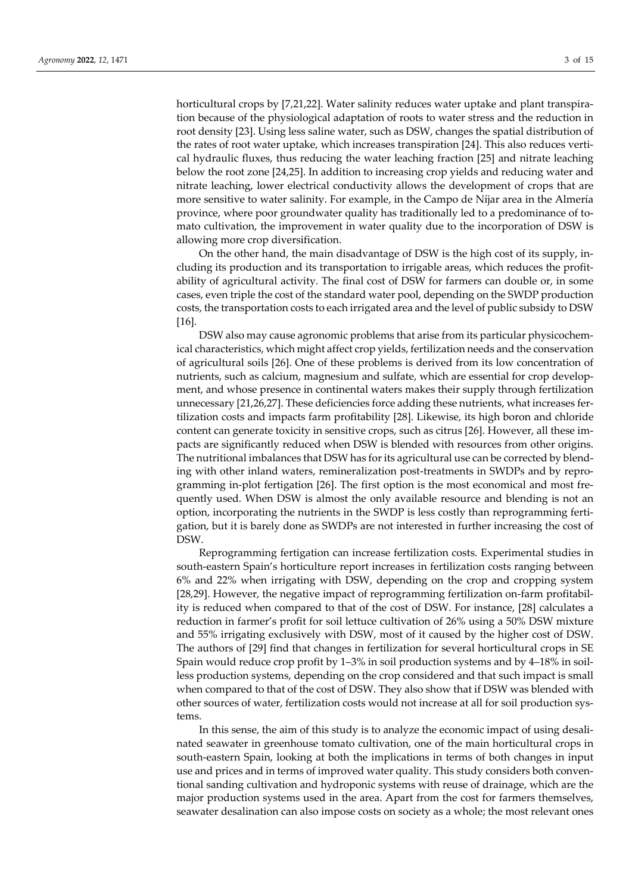horticultural crops by [7,21,22]. Water salinity reduces water uptake and plant transpiration because of the physiological adaptation of roots to water stress and the reduction in root density [23]. Using less saline water, such as DSW, changes the spatial distribution of the rates of root water uptake, which increases transpiration [24]. This also reduces vertical hydraulic fluxes, thus reducing the water leaching fraction [25] and nitrate leaching below the root zone [24,25]. In addition to increasing crop yields and reducing water and nitrate leaching, lower electrical conductivity allows the development of crops that are more sensitive to water salinity. For example, in the Campo de Níjar area in the Almería province, where poor groundwater quality has traditionally led to a predominance of tomato cultivation, the improvement in water quality due to the incorporation of DSW is allowing more crop diversification.

On the other hand, the main disadvantage of DSW is the high cost of its supply, including its production and its transportation to irrigable areas, which reduces the profitability of agricultural activity. The final cost of DSW for farmers can double or, in some cases, even triple the cost of the standard water pool, depending on the SWDP production costs, the transportation costs to each irrigated area and the level of public subsidy to DSW [16].

DSW also may cause agronomic problems that arise from its particular physicochemical characteristics, which might affect crop yields, fertilization needs and the conservation of agricultural soils [26]. One of these problems is derived from its low concentration of nutrients, such as calcium, magnesium and sulfate, which are essential for crop development, and whose presence in continental waters makes their supply through fertilization unnecessary [21,26,27]. These deficiencies force adding these nutrients, what increases fertilization costs and impacts farm profitability [28]. Likewise, its high boron and chloride content can generate toxicity in sensitive crops, such as citrus [26]. However, all these impacts are significantly reduced when DSW is blended with resources from other origins. The nutritional imbalances that DSW has for its agricultural use can be corrected by blending with other inland waters, remineralization post-treatments in SWDPs and by reprogramming in-plot fertigation [26]. The first option is the most economical and most frequently used. When DSW is almost the only available resource and blending is not an option, incorporating the nutrients in the SWDP is less costly than reprogramming fertigation, but it is barely done as SWDPs are not interested in further increasing the cost of DSW.

Reprogramming fertigation can increase fertilization costs. Experimental studies in south-eastern Spain's horticulture report increases in fertilization costs ranging between 6% and 22% when irrigating with DSW, depending on the crop and cropping system [28,29]. However, the negative impact of reprogramming fertilization on-farm profitability is reduced when compared to that of the cost of DSW. For instance, [28] calculates a reduction in farmer's profit for soil lettuce cultivation of 26% using a 50% DSW mixture and 55% irrigating exclusively with DSW, most of it caused by the higher cost of DSW. The authors of [29] find that changes in fertilization for several horticultural crops in SE Spain would reduce crop profit by 1–3% in soil production systems and by 4–18% in soilless production systems, depending on the crop considered and that such impact is small when compared to that of the cost of DSW. They also show that if DSW was blended with other sources of water, fertilization costs would not increase at all for soil production systems.

In this sense, the aim of this study is to analyze the economic impact of using desalinated seawater in greenhouse tomato cultivation, one of the main horticultural crops in south-eastern Spain, looking at both the implications in terms of both changes in input use and prices and in terms of improved water quality. This study considers both conventional sanding cultivation and hydroponic systems with reuse of drainage, which are the major production systems used in the area. Apart from the cost for farmers themselves, seawater desalination can also impose costs on society as a whole; the most relevant ones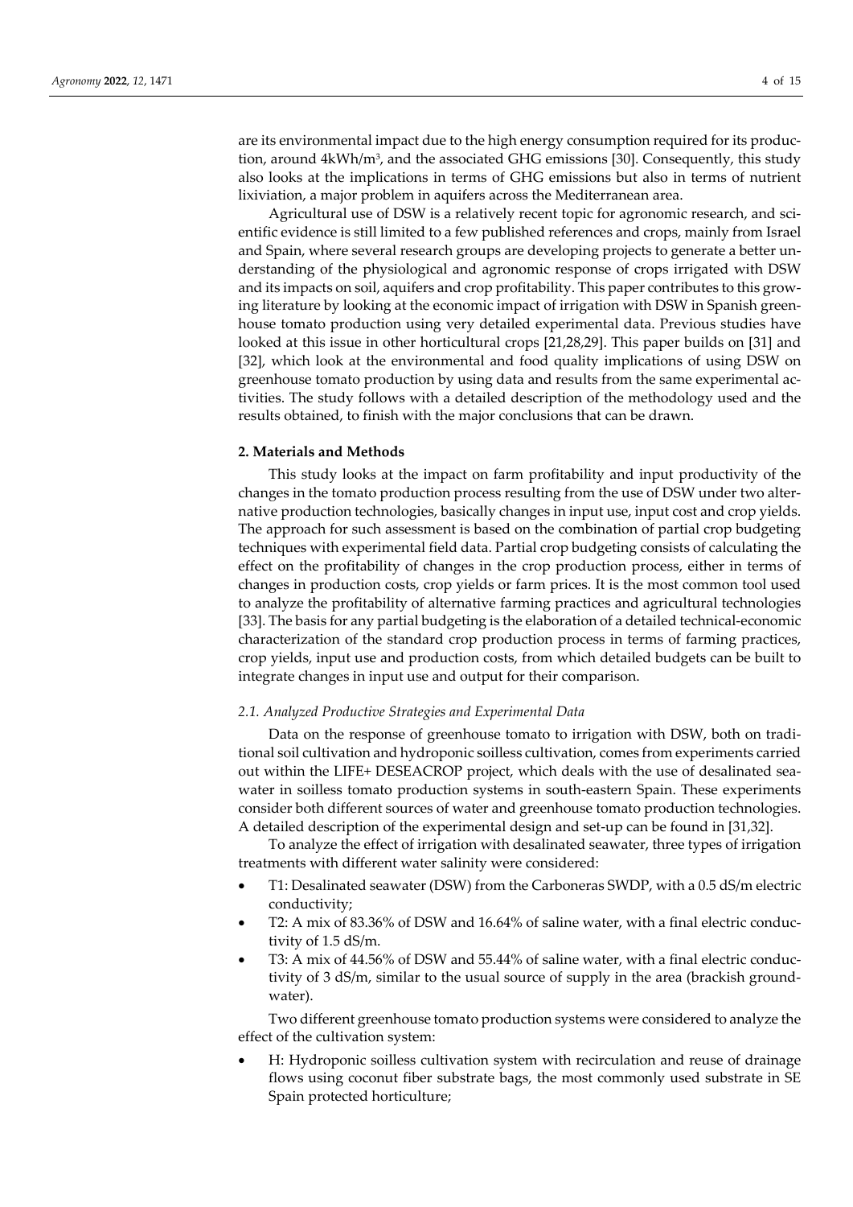are its environmental impact due to the high energy consumption required for its production, around 4kWh/$m^3$, and the associated GHG emissions [30]. Consequently, this study also looks at the implications in terms of GHG emissions but also in terms of nutrient lixiviation, a major problem in aquifers across the Mediterranean area.

Agricultural use of DSW is a relatively recent topic for agronomic research, and scientific evidence is still limited to a few published references and crops, mainly from Israel and Spain, where several research groups are developing projects to generate a better understanding of the physiological and agronomic response of crops irrigated with DSW and its impacts on soil, aquifers and crop profitability. This paper contributes to this growing literature by looking at the economic impact of irrigation with DSW in Spanish greenhouse tomato production using very detailed experimental data. Previous studies have looked at this issue in other horticultural crops [21,28,29]. This paper builds on [31] and [32], which look at the environmental and food quality implications of using DSW on greenhouse tomato production by using data and results from the same experimental activities. The study follows with a detailed description of the methodology used and the results obtained, to finish with the major conclusions that can be drawn.

## 2. Materials and Methods

This study looks at the impact on farm profitability and input productivity of the changes in the tomato production process resulting from the use of DSW under two alternative production technologies, basically changes in input use, input cost and crop yields. The approach for such assessment is based on the combination of partial crop budgeting techniques with experimental field data. Partial crop budgeting consists of calculating the effect on the profitability of changes in the crop production process, either in terms of changes in production costs, crop yields or farm prices. It is the most common tool used to analyze the profitability of alternative farming practices and agricultural technologies [33]. The basis for any partial budgeting is the elaboration of a detailed technical-economic characterization of the standard crop production process in terms of farming practices, crop yields, input use and production costs, from which detailed budgets can be built to integrate changes in input use and output for their comparison.

### *2.1. Analyzed Productive Strategies and Experimental Data*

Data on the response of greenhouse tomato to irrigation with DSW, both on traditional soil cultivation and hydroponic soilless cultivation, comes from experiments carried out within the LIFE+ DESEACROP project, which deals with the use of desalinated seawater in soilless tomato production systems in south-eastern Spain. These experiments consider both different sources of water and greenhouse tomato production technologies. A detailed description of the experimental design and set-up can be found in [31,32].

To analyze the effect of irrigation with desalinated seawater, three types of irrigation treatments with different water salinity were considered:

- T1: Desalinated seawater (DSW) from the Carboneras SWDP, with a 0.5 dS/m electric conductivity;
- T2: A mix of 83.36% of DSW and 16.64% of saline water, with a final electric conductivity of 1.5 dS/m.
- T3: A mix of 44.56% of DSW and 55.44% of saline water, with a final electric conductivity of 3 dS/m, similar to the usual source of supply in the area (brackish groundwater).

Two different greenhouse tomato production systems were considered to analyze the effect of the cultivation system:

- H: Hydroponic soilless cultivation system with recirculation and reuse of drainage flows using coconut fiber substrate bags, the most commonly used substrate in SE Spain protected horticulture;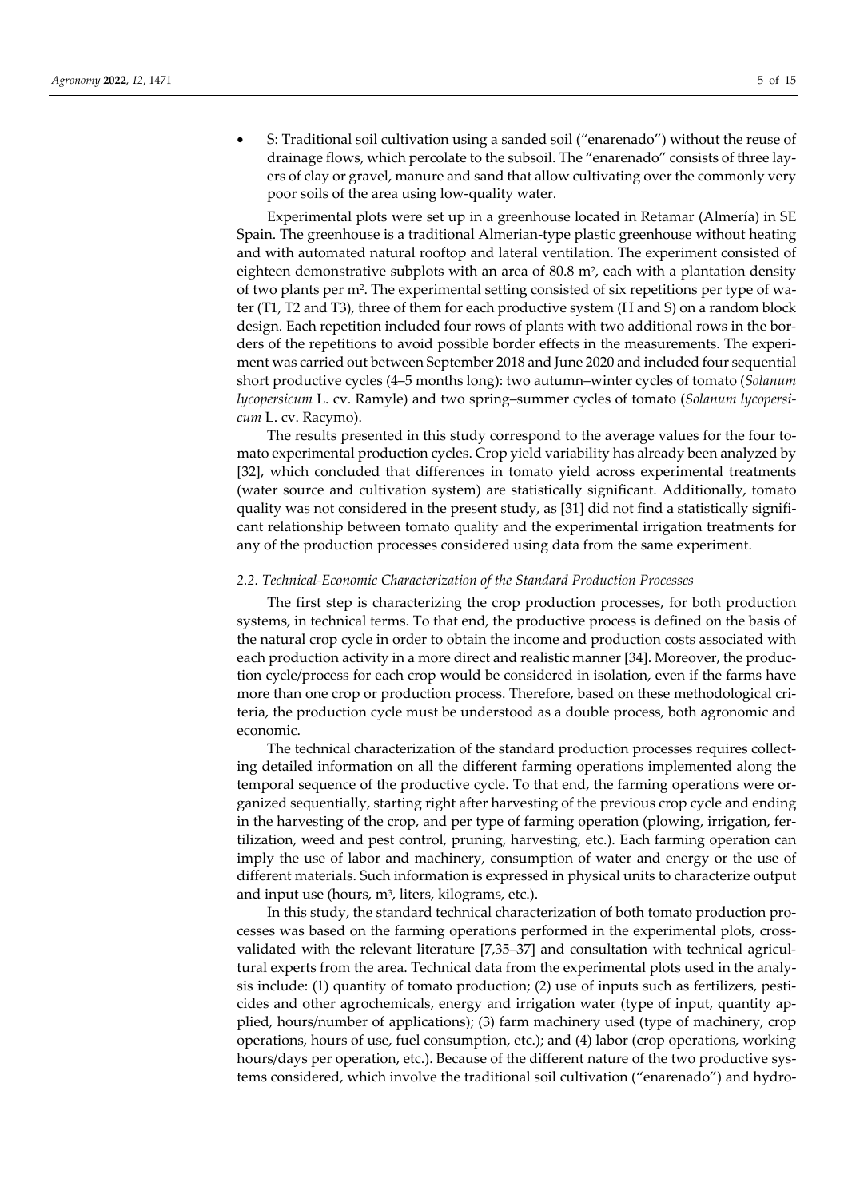- S: Traditional soil cultivation using a sanded soil ("enarenado") without the reuse of drainage flows, which percolate to the subsoil. The "enarenado" consists of three layers of clay or gravel, manure and sand that allow cultivating over the commonly very poor soils of the area using low-quality water.

Experimental plots were set up in a greenhouse located in Retamar (Almería) in SE Spain. The greenhouse is a traditional Almerian-type plastic greenhouse without heating and with automated natural rooftop and lateral ventilation. The experiment consisted of eighteen demonstrative subplots with an area of 80.8 $m^2$, each with a plantation density of two plants per $m^2$. The experimental setting consisted of six repetitions per type of water (T1, T2 and T3), three of them for each productive system (H and S) on a random block design. Each repetition included four rows of plants with two additional rows in the borders of the repetitions to avoid possible border effects in the measurements. The experiment was carried out between September 2018 and June 2020 and included four sequential short productive cycles (4–5 months long): two autumn–winter cycles of tomato (*Solanum lycopersicum* L. cv. Ramyle) and two spring–summer cycles of tomato (*Solanum lycopersicum* L. cv. Racymo).

The results presented in this study correspond to the average values for the four tomato experimental production cycles. Crop yield variability has already been analyzed by [32], which concluded that differences in tomato yield across experimental treatments (water source and cultivation system) are statistically significant. Additionally, tomato quality was not considered in the present study, as [31] did not find a statistically significant relationship between tomato quality and the experimental irrigation treatments for any of the production processes considered using data from the same experiment.

### 2.2. Technical-Economic Characterization of the Standard Production Processes

The first step is characterizing the crop production processes, for both production systems, in technical terms. To that end, the productive process is defined on the basis of the natural crop cycle in order to obtain the income and production costs associated with each production activity in a more direct and realistic manner [34]. Moreover, the production cycle/process for each crop would be considered in isolation, even if the farms have more than one crop or production process. Therefore, based on these methodological criteria, the production cycle must be understood as a double process, both agronomic and economic.

The technical characterization of the standard production processes requires collecting detailed information on all the different farming operations implemented along the temporal sequence of the productive cycle. To that end, the farming operations were organized sequentially, starting right after harvesting of the previous crop cycle and ending in the harvesting of the crop, and per type of farming operation (plowing, irrigation, fertilization, weed and pest control, pruning, harvesting, etc.). Each farming operation can imply the use of labor and machinery, consumption of water and energy or the use of different materials. Such information is expressed in physical units to characterize output and input use (hours, $m^3$, liters, kilograms, etc.).

In this study, the standard technical characterization of both tomato production processes was based on the farming operations performed in the experimental plots, cross-validated with the relevant literature [7,35–37] and consultation with technical agricultural experts from the area. Technical data from the experimental plots used in the analysis include: (1) quantity of tomato production; (2) use of inputs such as fertilizers, pesticides and other agrochemicals, energy and irrigation water (type of input, quantity applied, hours/number of applications); (3) farm machinery used (type of machinery, crop operations, hours of use, fuel consumption, etc.); and (4) labor (crop operations, working hours/days per operation, etc.). Because of the different nature of the two productive systems considered, which involve the traditional soil cultivation ("enarenado") and hydro-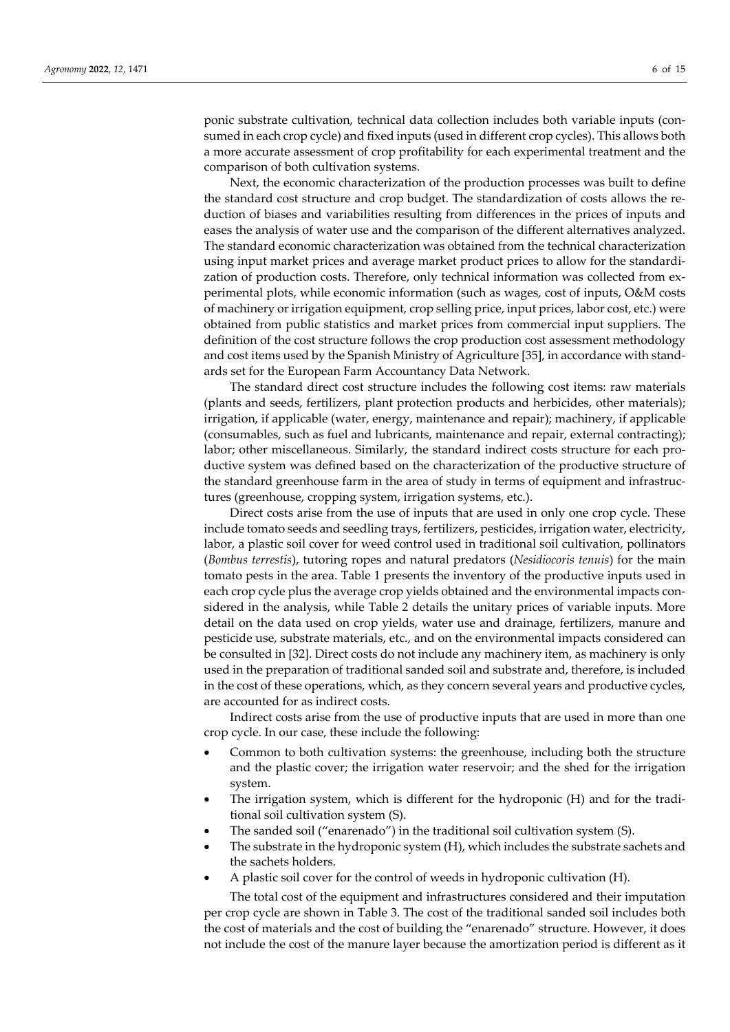ponic substrate cultivation, technical data collection includes both variable inputs (consumed in each crop cycle) and fixed inputs (used in different crop cycles). This allows both a more accurate assessment of crop profitability for each experimental treatment and the comparison of both cultivation systems.

Next, the economic characterization of the production processes was built to define the standard cost structure and crop budget. The standardization of costs allows the reduction of biases and variabilities resulting from differences in the prices of inputs and eases the analysis of water use and the comparison of the different alternatives analyzed. The standard economic characterization was obtained from the technical characterization using input market prices and average market product prices to allow for the standardization of production costs. Therefore, only technical information was collected from experimental plots, while economic information (such as wages, cost of inputs, O&M costs of machinery or irrigation equipment, crop selling price, input prices, labor cost, etc.) were obtained from public statistics and market prices from commercial input suppliers. The definition of the cost structure follows the crop production cost assessment methodology and cost items used by the Spanish Ministry of Agriculture [35], in accordance with standards set for the European Farm Accountancy Data Network.

The standard direct cost structure includes the following cost items: raw materials (plants and seeds, fertilizers, plant protection products and herbicides, other materials); irrigation, if applicable (water, energy, maintenance and repair); machinery, if applicable (consumables, such as fuel and lubricants, maintenance and repair, external contracting); labor; other miscellaneous. Similarly, the standard indirect costs structure for each productive system was defined based on the characterization of the productive structure of the standard greenhouse farm in the area of study in terms of equipment and infrastructures (greenhouse, cropping system, irrigation systems, etc.).

Direct costs arise from the use of inputs that are used in only one crop cycle. These include tomato seeds and seedling trays, fertilizers, pesticides, irrigation water, electricity, labor, a plastic soil cover for weed control used in traditional soil cultivation, pollinators (*Bombus terrestis*), tutoring ropes and natural predators (*Nesidiocoris tenuis*) for the main tomato pests in the area. Table 1 presents the inventory of the productive inputs used in each crop cycle plus the average crop yields obtained and the environmental impacts considered in the analysis, while Table 2 details the unitary prices of variable inputs. More detail on the data used on crop yields, water use and drainage, fertilizers, manure and pesticide use, substrate materials, etc., and on the environmental impacts considered can be consulted in [32]. Direct costs do not include any machinery item, as machinery is only used in the preparation of traditional sanded soil and substrate and, therefore, is included in the cost of these operations, which, as they concern several years and productive cycles, are accounted for as indirect costs.

Indirect costs arise from the use of productive inputs that are used in more than one crop cycle. In our case, these include the following:

- Common to both cultivation systems: the greenhouse, including both the structure and the plastic cover; the irrigation water reservoir; and the shed for the irrigation system.
- The irrigation system, which is different for the hydroponic (H) and for the traditional soil cultivation system (S).
- The sanded soil ("enarenado") in the traditional soil cultivation system (S).
- The substrate in the hydroponic system (H), which includes the substrate sachets and the sachets holders.
- A plastic soil cover for the control of weeds in hydroponic cultivation (H).

The total cost of the equipment and infrastructures considered and their imputation per crop cycle are shown in Table 3. The cost of the traditional sanded soil includes both the cost of materials and the cost of building the "enarenado" structure. However, it does not include the cost of the manure layer because the amortization period is different as it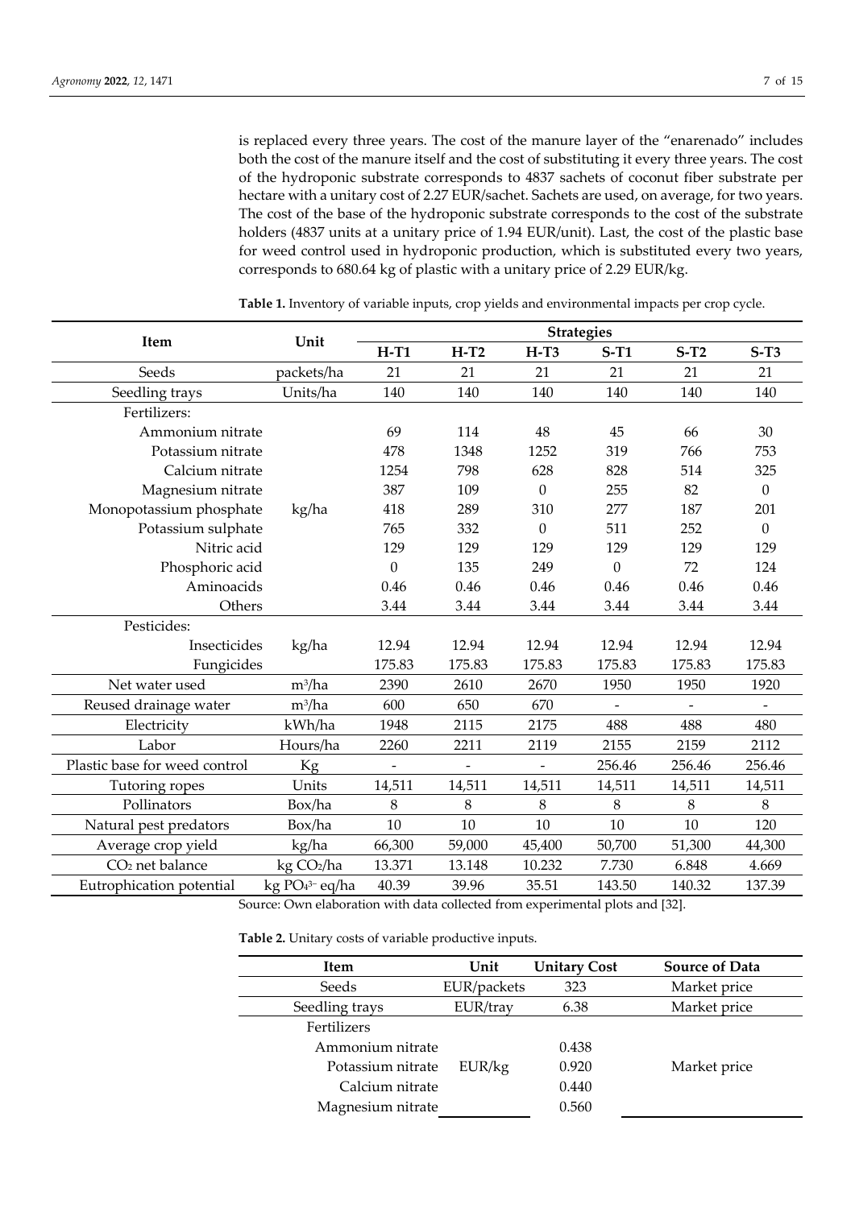is replaced every three years. The cost of the manure layer of the "enarenado" includes both the cost of the manure itself and the cost of substituting it every three years. The cost of the hydroponic substrate corresponds to 4837 sachets of coconut fiber substrate per hectare with a unitary cost of 2.27 EUR/sachet. Sachets are used, on average, for two years. The cost of the base of the hydroponic substrate corresponds to the cost of the substrate holders (4837 units at a unitary price of 1.94 EUR/unit). Last, the cost of the plastic base for weed control used in hydroponic production, which is substituted every two years, corresponds to 680.64 kg of plastic with a unitary price of 2.29 EUR/kg.

**Table 1.** Inventory of variable inputs, crop yields and environmental impacts per crop cycle.

| Item | Unit | Strategies | | | | | |
|---|---|---|---|---|---|---|---|
| | | **H-T1** | **H-T2** | **H-T3** | **S-T1** | **S-T2** | **S-T3** |
| Seeds | packets/ha | 21 | 21 | 21 | 21 | 21 | 21 |
| Seedling trays | Units/ha | 140 | 140 | 140 | 140 | 140 | 140 |
| Fertilizers: | | | | | | | |
| Ammonium nitrate | kg/ha | 69 | 114 | 48 | 45 | 66 | 30 |
| Potassium nitrate | kg/ha | 478 | 1348 | 1252 | 319 | 766 | 753 |
| Calcium nitrate | kg/ha | 1254 | 798 | 628 | 828 | 514 | 325 |
| Magnesium nitrate | kg/ha | 387 | 109 | 0 | 255 | 82 | 0 |
| Monopotassium phosphate | kg/ha | 418 | 289 | 310 | 277 | 187 | 201 |
| Potassium sulphate | kg/ha | 765 | 332 | 0 | 511 | 252 | 0 |
| Nitric acid | kg/ha | 129 | 129 | 129 | 129 | 129 | 129 |
| Phosphoric acid | kg/ha | 0 | 135 | 249 | 0 | 72 | 124 |
| Aminoacids | kg/ha | 0.46 | 0.46 | 0.46 | 0.46 | 0.46 | 0.46 |
| Others | kg/ha | 3.44 | 3.44 | 3.44 | 3.44 | 3.44 | 3.44 |
| Pesticides: | | | | | | | |
| Insecticides | kg/ha | 12.94 | 12.94 | 12.94 | 12.94 | 12.94 | 12.94 |
| Fungicides | kg/ha | 175.83 | 175.83 | 175.83 | 175.83 | 175.83 | 175.83 |
| Net water used | $m^3$/ha | 2390 | 2610 | 2670 | 1950 | 1950 | 1920 |
| Reused drainage water | $m^3$/ha | 600 | 650 | 670 | - | - | - |
| Electricity | kWh/ha | 1948 | 2115 | 2175 | 488 | 488 | 480 |
| Labor | Hours/ha | 2260 | 2211 | 2119 | 2155 | 2159 | 2112 |
| Plastic base for weed control | Kg | - | - | - | 256.46 | 256.46 | 256.46 |
| Tutoring ropes | Units | 14,511 | 14,511 | 14,511 | 14,511 | 14,511 | 14,511 |
| Pollinators | Box/ha | 8 | 8 | 8 | 8 | 8 | 8 |
| Natural pest predators | Box/ha | 10 | 10 | 10 | 10 | 10 | 120 |
| Average crop yield | kg/ha | 66,300 | 59,000 | 45,400 | 50,700 | 51,300 | 44,300 |
| $CO_2$ net balance | kg $CO_2$/ha | 13.371 | 13.148 | 10.232 | 7.730 | 6.848 | 4.669 |
| Eutrophication potential | kg $PO_4^{3-}$ eq/ha | 40.39 | 39.96 | 35.51 | 143.50 | 140.32 | 137.39 |

Source: Own elaboration with data collected from experimental plots and [32].

**Table 2.** Unitary costs of variable productive inputs.

| Item | Unit | Unitary Cost | Source of Data |
|---|---|---|---|
| Seeds | EUR/packets | 323 | Market price |
| Seedling trays | EUR/tray | 6.38 | Market price |
| Fertilizers | | | |
| Ammonium nitrate | EUR/kg | 0.438 | Market price |
| Potassium nitrate | EUR/kg | 0.920 | Market price |
| Calcium nitrate | EUR/kg | 0.440 | Market price |
| Magnesium nitrate | EUR/kg | 0.560 | Market price |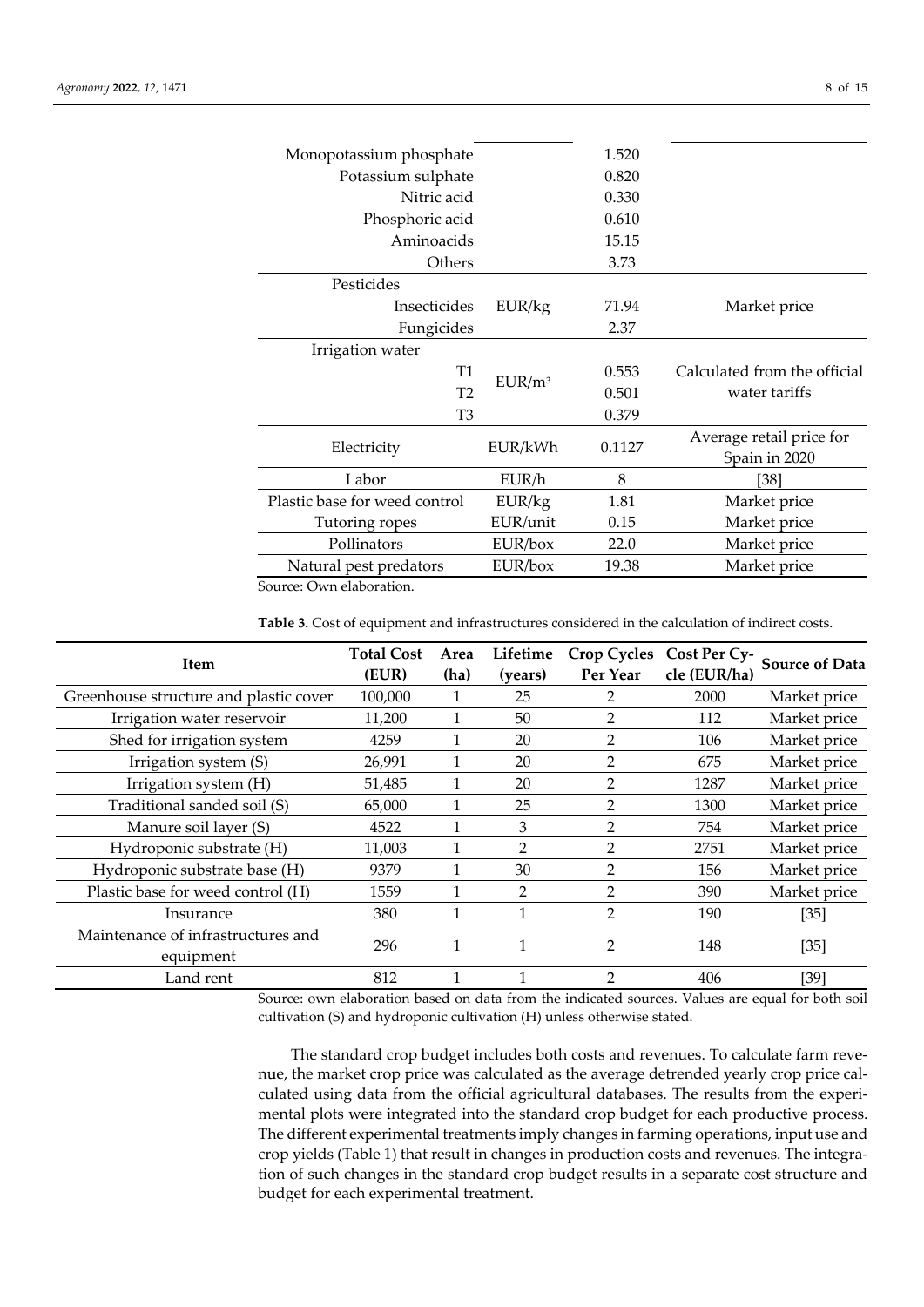| | | | |
|---|---|---|---|
| Monopotassium phosphate | | 1.520 | |
| Potassium sulphate | | 0.820 | |
| Nitric acid | | 0.330 | |
| Phosphoric acid | | 0.610 | |
| Aminoacids | | 15.15 | |
| Others | | 3.73 | |
| Pesticides | | | |
| Insecticides | EUR/kg | 71.94 | Market price |
| Fungicides | | 2.37 | |
| Irrigation water | | | |
| T1 | $EUR/m^3$ | 0.553 | Calculated from the official water tariffs |
| T2 | | 0.501 | |
| T3 | | 0.379 | |
| Electricity | EUR/kWh | 0.1127 | Average retail price for Spain in 2020 |
| Labor | EUR/h | 8 | [38] |
| Plastic base for weed control | EUR/kg | 1.81 | Market price |
| Tutoring ropes | EUR/unit | 0.15 | Market price |
| Pollinators | EUR/box | 22.0 | Market price |
| Natural pest predators | EUR/box | 19.38 | Market price |

Source: Own elaboration.

**Table 3.** Cost of equipment and infrastructures considered in the calculation of indirect costs.

| Item | Total Cost (EUR) | Area (ha) | Lifetime (years) | Crop Cycles Per Year | Cost Per Cycle (EUR/ha) | Source of Data |
|---|---|---|---|---|---|---|
| Greenhouse structure and plastic cover | 100,000 | 1 | 25 | 2 | 2000 | Market price |
| Irrigation water reservoir | 11,200 | 1 | 50 | 2 | 112 | Market price |
| Shed for irrigation system | 4259 | 1 | 20 | 2 | 106 | Market price |
| Irrigation system (S) | 26,991 | 1 | 20 | 2 | 675 | Market price |
| Irrigation system (H) | 51,485 | 1 | 20 | 2 | 1287 | Market price |
| Traditional sanded soil (S) | 65,000 | 1 | 25 | 2 | 1300 | Market price |
| Manure soil layer (S) | 4522 | 1 | 3 | 2 | 754 | Market price |
| Hydroponic substrate (H) | 11,003 | 1 | 2 | 2 | 2751 | Market price |
| Hydroponic substrate base (H) | 9379 | 1 | 30 | 2 | 156 | Market price |
| Plastic base for weed control (H) | 1559 | 1 | 2 | 2 | 390 | Market price |
| Insurance | 380 | 1 | 1 | 2 | 190 | [35] |
| Maintenance of infrastructures and equipment | 296 | 1 | 1 | 2 | 148 | [35] |
| Land rent | 812 | 1 | 1 | 2 | 406 | [39] |

Source: own elaboration based on data from the indicated sources. Values are equal for both soil cultivation (S) and hydroponic cultivation (H) unless otherwise stated.

The standard crop budget includes both costs and revenues. To calculate farm revenue, the market crop price was calculated as the average detrended yearly crop price calculated using data from the official agricultural databases. The results from the experimental plots were integrated into the standard crop budget for each productive process. The different experimental treatments imply changes in farming operations, input use and crop yields (Table 1) that result in changes in production costs and revenues. The integration of such changes in the standard crop budget results in a separate cost structure and budget for each experimental treatment.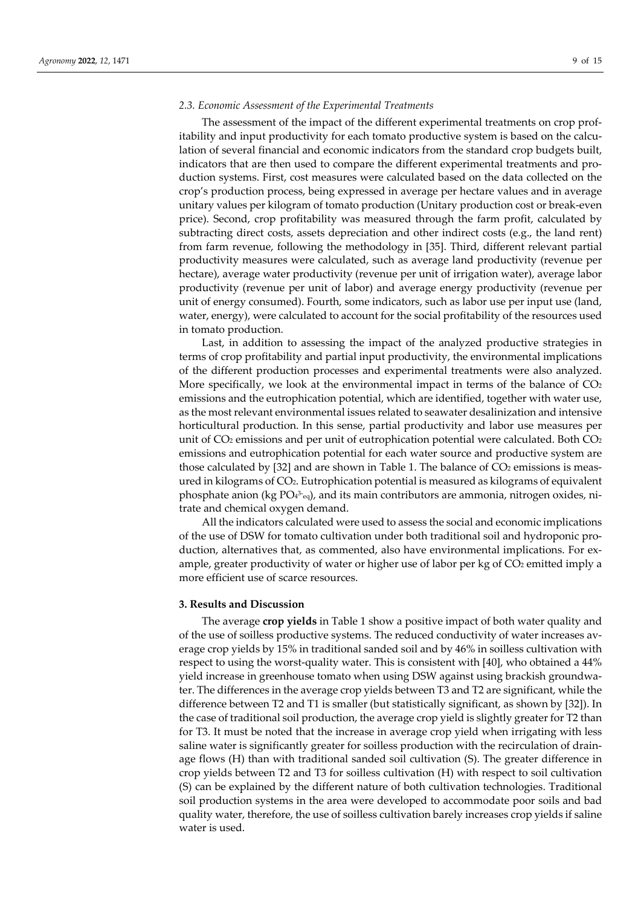### 2.3. Economic Assessment of the Experimental Treatments

The assessment of the impact of the different experimental treatments on crop profitability and input productivity for each tomato productive system is based on the calculation of several financial and economic indicators from the standard crop budgets built, indicators that are then used to compare the different experimental treatments and production systems. First, cost measures were calculated based on the data collected on the crop's production process, being expressed in average per hectare values and in average unitary values per kilogram of tomato production (Unitary production cost or break-even price). Second, crop profitability was measured through the farm profit, calculated by subtracting direct costs, assets depreciation and other indirect costs (e.g., the land rent) from farm revenue, following the methodology in [35]. Third, different relevant partial productivity measures were calculated, such as average land productivity (revenue per hectare), average water productivity (revenue per unit of irrigation water), average labor productivity (revenue per unit of labor) and average energy productivity (revenue per unit of energy consumed). Fourth, some indicators, such as labor use per input use (land, water, energy), were calculated to account for the social profitability of the resources used in tomato production.

Last, in addition to assessing the impact of the analyzed productive strategies in terms of crop profitability and partial input productivity, the environmental implications of the different production processes and experimental treatments were also analyzed. More specifically, we look at the environmental impact in terms of the balance of $CO_2$ emissions and the eutrophication potential, which are identified, together with water use, as the most relevant environmental issues related to seawater desalinization and intensive horticultural production. In this sense, partial productivity and labor use measures per unit of $CO_2$ emissions and per unit of eutrophication potential were calculated. Both $CO_2$ emissions and eutrophication potential for each water source and productive system are those calculated by [32] and are shown in Table 1. The balance of $CO_2$ emissions is measured in kilograms of $CO_2$. Eutrophication potential is measured as kilograms of equivalent phosphate anion (kg $PO_{4}^{3-}{}_{eq}$), and its main contributors are ammonia, nitrogen oxides, nitrate and chemical oxygen demand.

All the indicators calculated were used to assess the social and economic implications of the use of DSW for tomato cultivation under both traditional soil and hydroponic production, alternatives that, as commented, also have environmental implications. For example, greater productivity of water or higher use of labor per kg of $CO_2$ emitted imply a more efficient use of scarce resources.

## 3. Results and Discussion

The average **crop yields** in Table 1 show a positive impact of both water quality and of the use of soilless productive systems. The reduced conductivity of water increases average crop yields by 15% in traditional sanded soil and by 46% in soilless cultivation with respect to using the worst-quality water. This is consistent with [40], who obtained a 44% yield increase in greenhouse tomato when using DSW against using brackish groundwater. The differences in the average crop yields between T3 and T2 are significant, while the difference between T2 and T1 is smaller (but statistically significant, as shown by [32]). In the case of traditional soil production, the average crop yield is slightly greater for T2 than for T3. It must be noted that the increase in average crop yield when irrigating with less saline water is significantly greater for soilless production with the recirculation of drainage flows (H) than with traditional sanded soil cultivation (S). The greater difference in crop yields between T2 and T3 for soilless cultivation (H) with respect to soil cultivation (S) can be explained by the different nature of both cultivation technologies. Traditional soil production systems in the area were developed to accommodate poor soils and bad quality water, therefore, the use of soilless cultivation barely increases crop yields if saline water is used.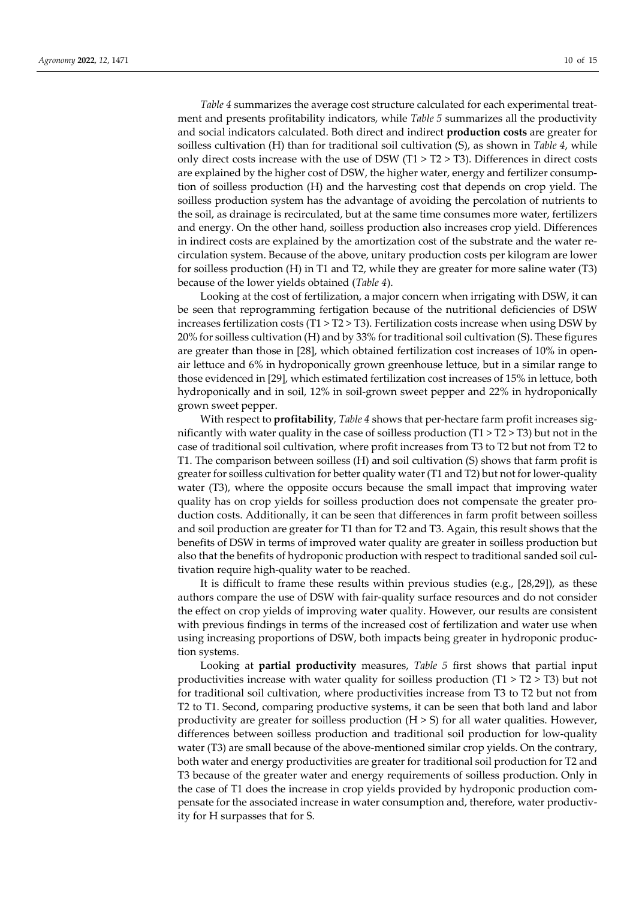*Table 4* summarizes the average cost structure calculated for each experimental treatment and presents profitability indicators, while *Table 5* summarizes all the productivity and social indicators calculated. Both direct and indirect **production costs** are greater for soilless cultivation (H) than for traditional soil cultivation (S), as shown in *Table 4*, while only direct costs increase with the use of DSW (T1 > T2 > T3). Differences in direct costs are explained by the higher cost of DSW, the higher water, energy and fertilizer consumption of soilless production (H) and the harvesting cost that depends on crop yield. The soilless production system has the advantage of avoiding the percolation of nutrients to the soil, as drainage is recirculated, but at the same time consumes more water, fertilizers and energy. On the other hand, soilless production also increases crop yield. Differences in indirect costs are explained by the amortization cost of the substrate and the water recirculation system. Because of the above, unitary production costs per kilogram are lower for soilless production (H) in T1 and T2, while they are greater for more saline water (T3) because of the lower yields obtained (*Table 4*).

Looking at the cost of fertilization, a major concern when irrigating with DSW, it can be seen that reprogramming fertigation because of the nutritional deficiencies of DSW increases fertilization costs (T1 > T2 > T3). Fertilization costs increase when using DSW by 20% for soilless cultivation (H) and by 33% for traditional soil cultivation (S). These figures are greater than those in [28], which obtained fertilization cost increases of 10% in open-air lettuce and 6% in hydroponically grown greenhouse lettuce, but in a similar range to those evidenced in [29], which estimated fertilization cost increases of 15% in lettuce, both hydroponically and in soil, 12% in soil-grown sweet pepper and 22% in hydroponically grown sweet pepper.

With respect to **profitability**, *Table 4* shows that per-hectare farm profit increases significantly with water quality in the case of soilless production (T1 > T2 > T3) but not in the case of traditional soil cultivation, where profit increases from T3 to T2 but not from T2 to T1. The comparison between soilless (H) and soil cultivation (S) shows that farm profit is greater for soilless cultivation for better quality water (T1 and T2) but not for lower-quality water (T3), where the opposite occurs because the small impact that improving water quality has on crop yields for soilless production does not compensate the greater production costs. Additionally, it can be seen that differences in farm profit between soilless and soil production are greater for T1 than for T2 and T3. Again, this result shows that the benefits of DSW in terms of improved water quality are greater in soilless production but also that the benefits of hydroponic production with respect to traditional sanded soil cultivation require high-quality water to be reached.

It is difficult to frame these results within previous studies (e.g., [28,29]), as these authors compare the use of DSW with fair-quality surface resources and do not consider the effect on crop yields of improving water quality. However, our results are consistent with previous findings in terms of the increased cost of fertilization and water use when using increasing proportions of DSW, both impacts being greater in hydroponic production systems.

Looking at **partial productivity** measures, *Table 5* first shows that partial input productivities increase with water quality for soilless production (T1 > T2 > T3) but not for traditional soil cultivation, where productivities increase from T3 to T2 but not from T2 to T1. Second, comparing productive systems, it can be seen that both land and labor productivity are greater for soilless production (H > S) for all water qualities. However, differences between soilless production and traditional soil production for low-quality water (T3) are small because of the above-mentioned similar crop yields. On the contrary, both water and energy productivities are greater for traditional soil production for T2 and T3 because of the greater water and energy requirements of soilless production. Only in the case of T1 does the increase in crop yields provided by hydroponic production compensate for the associated increase in water consumption and, therefore, water productivity for H surpasses that for S.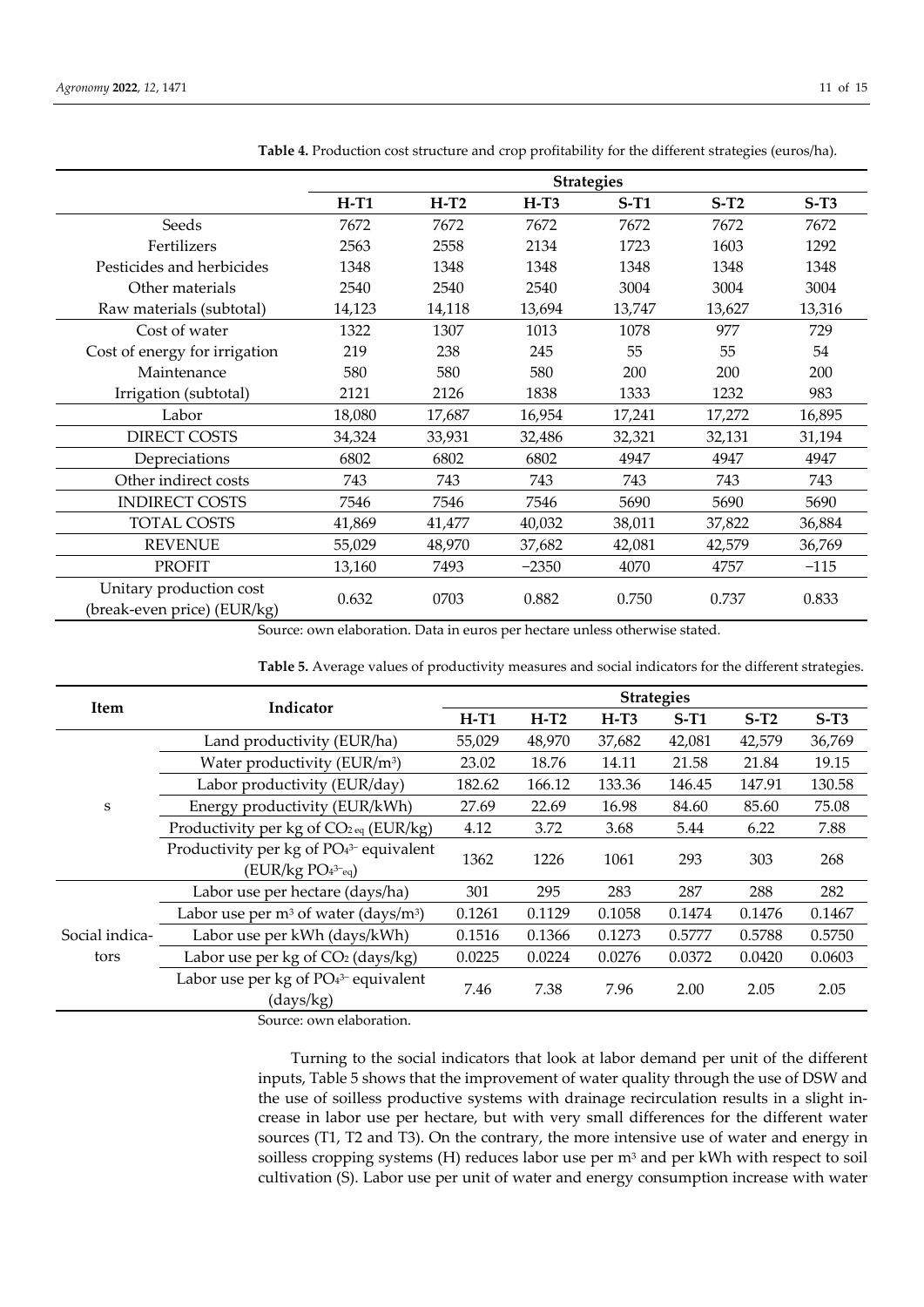**Table 4.** Production cost structure and crop profitability for the different strategies (euros/ha).

| | Strategies | | | | | |
|---|---|---|---|---|---|---|
| | H-T1 | H-T2 | H-T3 | S-T1 | S-T2 | S-T3 |
| Seeds | 7672 | 7672 | 7672 | 7672 | 7672 | 7672 |
| Fertilizers | 2563 | 2558 | 2134 | 1723 | 1603 | 1292 |
| Pesticides and herbicides | 1348 | 1348 | 1348 | 1348 | 1348 | 1348 |
| Other materials | 2540 | 2540 | 2540 | 3004 | 3004 | 3004 |
| Raw materials (subtotal) | 14,123 | 14,118 | 13,694 | 13,747 | 13,627 | 13,316 |
| Cost of water | 1322 | 1307 | 1013 | 1078 | 977 | 729 |
| Cost of energy for irrigation | 219 | 238 | 245 | 55 | 55 | 54 |
| Maintenance | 580 | 580 | 580 | 200 | 200 | 200 |
| Irrigation (subtotal) | 2121 | 2126 | 1838 | 1333 | 1232 | 983 |
| Labor | 18,080 | 17,687 | 16,954 | 17,241 | 17,272 | 16,895 |
| DIRECT COSTS | 34,324 | 33,931 | 32,486 | 32,321 | 32,131 | 31,194 |
| Depreciations | 6802 | 6802 | 6802 | 4947 | 4947 | 4947 |
| Other indirect costs | 743 | 743 | 743 | 743 | 743 | 743 |
| INDIRECT COSTS | 7546 | 7546 | 7546 | 5690 | 5690 | 5690 |
| TOTAL COSTS | 41,869 | 41,477 | 40,032 | 38,011 | 37,822 | 36,884 |
| REVENUE | 55,029 | 48,970 | 37,682 | 42,081 | 42,579 | 36,769 |
| PROFIT | 13,160 | 7493 | −2350 | 4070 | 4757 | −115 |
| Unitary production cost (break-even price) (EUR/kg) | 0.632 | 0703 | 0.882 | 0.750 | 0.737 | 0.833 |

Source: own elaboration. Data in euros per hectare unless otherwise stated.

**Table 5.** Average values of productivity measures and social indicators for the different strategies.

| Item | Indicator | Strategies | | | | | |
|---|---|---|---|---|---|---|---|
| | | H-T1 | H-T2 | H-T3 | S-T1 | S-T2 | S-T3 |
| s | Land productivity (EUR/ha) | 55,029 | 48,970 | 37,682 | 42,081 | 42,579 | 36,769 |
| | Water productivity (EUR/m$^3$) | 23.02 | 18.76 | 14.11 | 21.58 | 21.84 | 19.15 |
| | Labor productivity (EUR/day) | 182.62 | 166.12 | 133.36 | 146.45 | 147.91 | 130.58 |
| | Energy productivity (EUR/kWh) | 27.69 | 22.69 | 16.98 | 84.60 | 85.60 | 75.08 |
| | Productivity per kg of $CO_{2\,eq}$ (EUR/kg) | 4.12 | 3.72 | 3.68 | 5.44 | 6.22 | 7.88 |
| | Productivity per kg of $PO_4^{3-}$ equivalent (EUR/kg $PO_4^{3-}{}_{eq}$) | 1362 | 1226 | 1061 | 293 | 303 | 268 |
| Social indicators | Labor use per hectare (days/ha) | 301 | 295 | 283 | 287 | 288 | 282 |
| | Labor use per m$^3$ of water (days/m$^3$) | 0.1261 | 0.1129 | 0.1058 | 0.1474 | 0.1476 | 0.1467 |
| | Labor use per kWh (days/kWh) | 0.1516 | 0.1366 | 0.1273 | 0.5777 | 0.5788 | 0.5750 |
| | Labor use per kg of $CO_2$ (days/kg) | 0.0225 | 0.0224 | 0.0276 | 0.0372 | 0.0420 | 0.0603 |
| | Labor use per kg of $PO_4^{3-}$ equivalent (days/kg) | 7.46 | 7.38 | 7.96 | 2.00 | 2.05 | 2.05 |

Source: own elaboration.

Turning to the social indicators that look at labor demand per unit of the different inputs, Table 5 shows that the improvement of water quality through the use of DSW and the use of soilless productive systems with drainage recirculation results in a slight increase in labor use per hectare, but with very small differences for the different water sources (T1, T2 and T3). On the contrary, the more intensive use of water and energy in soilless cropping systems (H) reduces labor use per m$^3$ and per kWh with respect to soil cultivation (S). Labor use per unit of water and energy consumption increase with water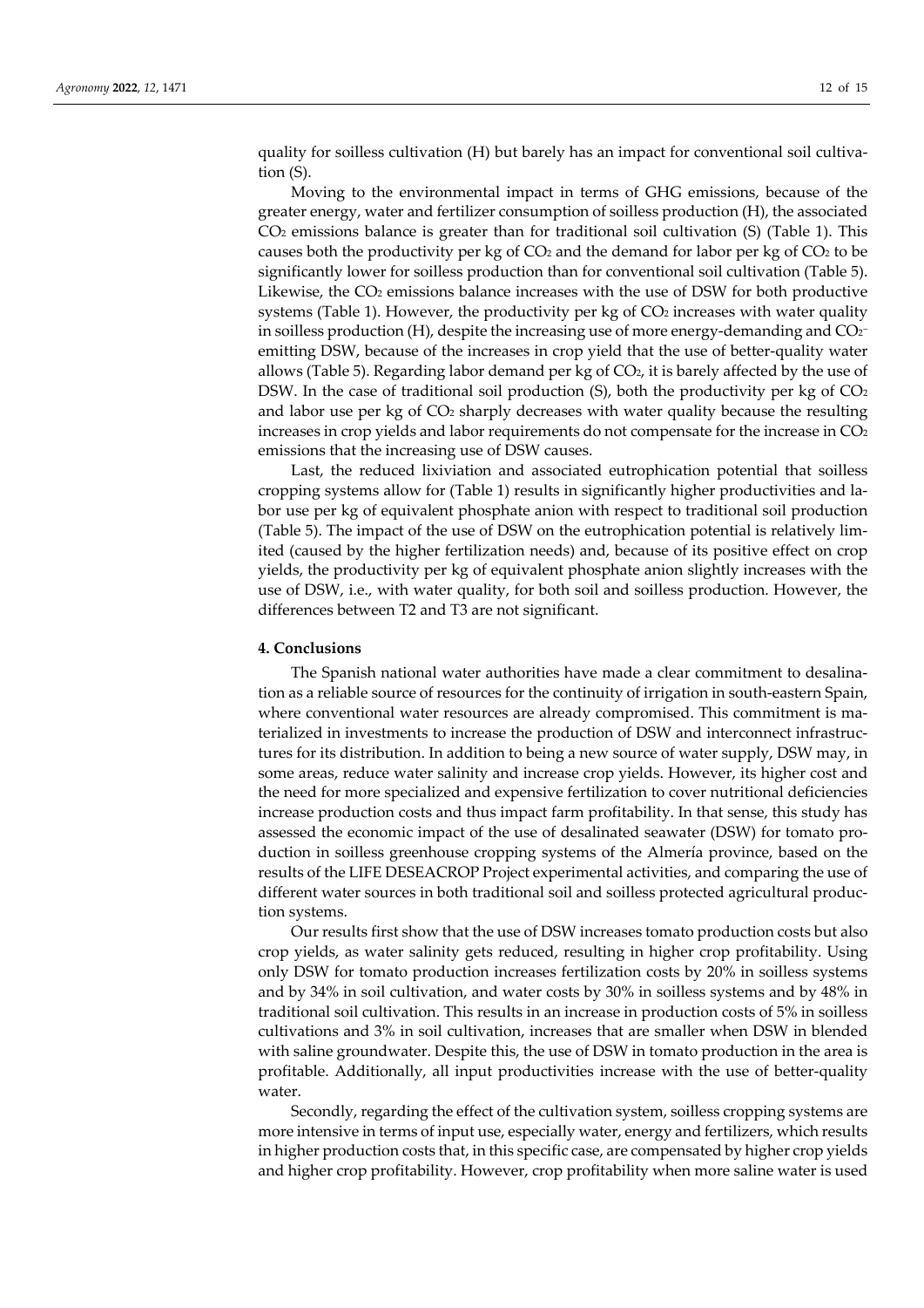quality for soilless cultivation (H) but barely has an impact for conventional soil cultivation (S).

Moving to the environmental impact in terms of GHG emissions, because of the greater energy, water and fertilizer consumption of soilless production (H), the associated $CO_2$ emissions balance is greater than for traditional soil cultivation (S) (Table 1). This causes both the productivity per kg of $CO_2$ and the demand for labor per kg of $CO_2$ to be significantly lower for soilless production than for conventional soil cultivation (Table 5). Likewise, the $CO_2$ emissions balance increases with the use of DSW for both productive systems (Table 1). However, the productivity per kg of $CO_2$ increases with water quality in soilless production (H), despite the increasing use of more energy-demanding and $CO_2$-emitting DSW, because of the increases in crop yield that the use of better-quality water allows (Table 5). Regarding labor demand per kg of $CO_2$, it is barely affected by the use of DSW. In the case of traditional soil production (S), both the productivity per kg of $CO_2$ and labor use per kg of $CO_2$ sharply decreases with water quality because the resulting increases in crop yields and labor requirements do not compensate for the increase in $CO_2$ emissions that the increasing use of DSW causes.

Last, the reduced lixiviation and associated eutrophication potential that soilless cropping systems allow for (Table 1) results in significantly higher productivities and labor use per kg of equivalent phosphate anion with respect to traditional soil production (Table 5). The impact of the use of DSW on the eutrophication potential is relatively limited (caused by the higher fertilization needs) and, because of its positive effect on crop yields, the productivity per kg of equivalent phosphate anion slightly increases with the use of DSW, i.e., with water quality, for both soil and soilless production. However, the differences between T2 and T3 are not significant.

## 4. Conclusions

The Spanish national water authorities have made a clear commitment to desalination as a reliable source of resources for the continuity of irrigation in south-eastern Spain, where conventional water resources are already compromised. This commitment is materialized in investments to increase the production of DSW and interconnect infrastructures for its distribution. In addition to being a new source of water supply, DSW may, in some areas, reduce water salinity and increase crop yields. However, its higher cost and the need for more specialized and expensive fertilization to cover nutritional deficiencies increase production costs and thus impact farm profitability. In that sense, this study has assessed the economic impact of the use of desalinated seawater (DSW) for tomato production in soilless greenhouse cropping systems of the Almería province, based on the results of the LIFE DESEACROP Project experimental activities, and comparing the use of different water sources in both traditional soil and soilless protected agricultural production systems.

Our results first show that the use of DSW increases tomato production costs but also crop yields, as water salinity gets reduced, resulting in higher crop profitability. Using only DSW for tomato production increases fertilization costs by 20% in soilless systems and by 34% in soil cultivation, and water costs by 30% in soilless systems and by 48% in traditional soil cultivation. This results in an increase in production costs of 5% in soilless cultivations and 3% in soil cultivation, increases that are smaller when DSW in blended with saline groundwater. Despite this, the use of DSW in tomato production in the area is profitable. Additionally, all input productivities increase with the use of better-quality water.

Secondly, regarding the effect of the cultivation system, soilless cropping systems are more intensive in terms of input use, especially water, energy and fertilizers, which results in higher production costs that, in this specific case, are compensated by higher crop yields and higher crop profitability. However, crop profitability when more saline water is used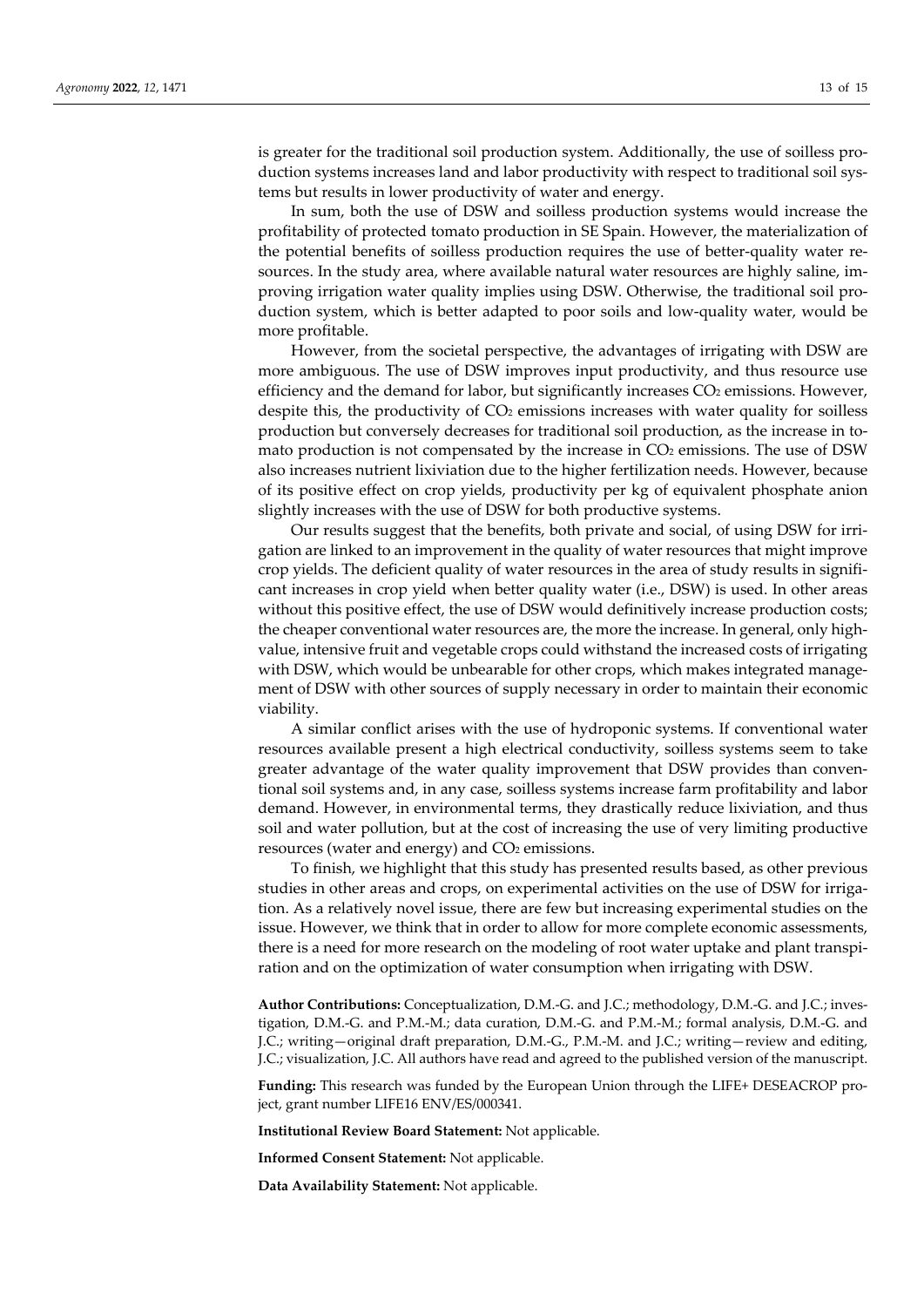is greater for the traditional soil production system. Additionally, the use of soilless production systems increases land and labor productivity with respect to traditional soil systems but results in lower productivity of water and energy.

In sum, both the use of DSW and soilless production systems would increase the profitability of protected tomato production in SE Spain. However, the materialization of the potential benefits of soilless production requires the use of better-quality water resources. In the study area, where available natural water resources are highly saline, improving irrigation water quality implies using DSW. Otherwise, the traditional soil production system, which is better adapted to poor soils and low-quality water, would be more profitable.

However, from the societal perspective, the advantages of irrigating with DSW are more ambiguous. The use of DSW improves input productivity, and thus resource use efficiency and the demand for labor, but significantly increases $CO_2$ emissions. However, despite this, the productivity of $CO_2$ emissions increases with water quality for soilless production but conversely decreases for traditional soil production, as the increase in tomato production is not compensated by the increase in $CO_2$ emissions. The use of DSW also increases nutrient lixiviation due to the higher fertilization needs. However, because of its positive effect on crop yields, productivity per kg of equivalent phosphate anion slightly increases with the use of DSW for both productive systems.

Our results suggest that the benefits, both private and social, of using DSW for irrigation are linked to an improvement in the quality of water resources that might improve crop yields. The deficient quality of water resources in the area of study results in significant increases in crop yield when better quality water (i.e., DSW) is used. In other areas without this positive effect, the use of DSW would definitively increase production costs; the cheaper conventional water resources are, the more the increase. In general, only high-value, intensive fruit and vegetable crops could withstand the increased costs of irrigating with DSW, which would be unbearable for other crops, which makes integrated management of DSW with other sources of supply necessary in order to maintain their economic viability.

A similar conflict arises with the use of hydroponic systems. If conventional water resources available present a high electrical conductivity, soilless systems seem to take greater advantage of the water quality improvement that DSW provides than conventional soil systems and, in any case, soilless systems increase farm profitability and labor demand. However, in environmental terms, they drastically reduce lixiviation, and thus soil and water pollution, but at the cost of increasing the use of very limiting productive resources (water and energy) and $CO_2$ emissions.

To finish, we highlight that this study has presented results based, as other previous studies in other areas and crops, on experimental activities on the use of DSW for irrigation. As a relatively novel issue, there are few but increasing experimental studies on the issue. However, we think that in order to allow for more complete economic assessments, there is a need for more research on the modeling of root water uptake and plant transpiration and on the optimization of water consumption when irrigating with DSW.

**Author Contributions:** Conceptualization, D.M.-G. and J.C.; methodology, D.M.-G. and J.C.; investigation, D.M.-G. and P.M.-M.; data curation, D.M.-G. and P.M.-M.; formal analysis, D.M.-G. and J.C.; writing—original draft preparation, D.M.-G., P.M.-M. and J.C.; writing—review and editing, J.C.; visualization, J.C. All authors have read and agreed to the published version of the manuscript.

**Funding:** This research was funded by the European Union through the LIFE+ DESEACROP project, grant number LIFE16 ENV/ES/000341.

**Institutional Review Board Statement:** Not applicable.

**Informed Consent Statement:** Not applicable.

**Data Availability Statement:** Not applicable.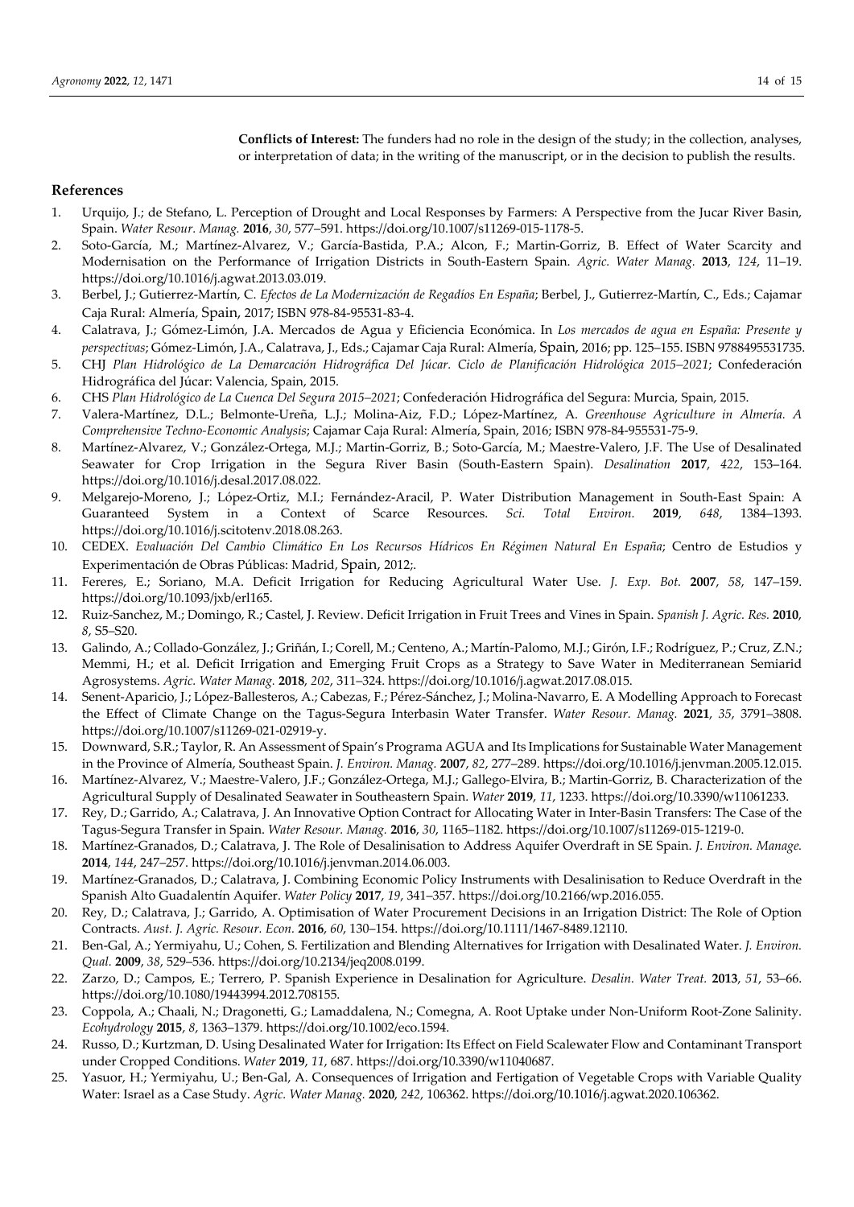**Conflicts of Interest:** The funders had no role in the design of the study; in the collection, analyses, or interpretation of data; in the writing of the manuscript, or in the decision to publish the results.

## References

1. Urquijo, J.; de Stefano, L. Perception of Drought and Local Responses by Farmers: A Perspective from the Jucar River Basin, Spain. *Water Resour. Manag.* **2016**, *30*, 577–591. https://doi.org/10.1007/s11269-015-1178-5.
2. Soto-García, M.; Martínez-Alvarez, V.; García-Bastida, P.A.; Alcon, F.; Martin-Gorriz, B. Effect of Water Scarcity and Modernisation on the Performance of Irrigation Districts in South-Eastern Spain. *Agric. Water Manag.* **2013**, *124*, 11–19. https://doi.org/10.1016/j.agwat.2013.03.019.
3. Berbel, J.; Gutierrez-Martín, C. *Efectos de La Modernización de Regadíos En España*; Berbel, J., Gutierrez-Martín, C., Eds.; Cajamar Caja Rural: Almería, Spain, 2017; ISBN 978-84-95531-83-4.
4. Calatrava, J.; Gómez-Limón, J.A. Mercados de Agua y Eficiencia Económica. In *Los mercados de agua en España: Presente y perspectivas*; Gómez-Limón, J.A., Calatrava, J., Eds.; Cajamar Caja Rural: Almería, Spain, 2016; pp. 125–155. ISBN 9788495531735.
5. CHJ *Plan Hidrológico de La Demarcación Hidrográfica Del Júcar. Ciclo de Planificación Hidrológica 2015–2021*; Confederación Hidrográfica del Júcar: Valencia, Spain, 2015.
6. CHS *Plan Hidrológico de La Cuenca Del Segura 2015–2021*; Confederación Hidrográfica del Segura: Murcia, Spain, 2015.
7. Valera-Martínez, D.L.; Belmonte-Ureña, L.J.; Molina-Aiz, F.D.; López-Martínez, A. *Greenhouse Agriculture in Almería. A Comprehensive Techno-Economic Analysis*; Cajamar Caja Rural: Almería, Spain, 2016; ISBN 978-84-955531-75-9.
8. Martínez-Alvarez, V.; González-Ortega, M.J.; Martin-Gorriz, B.; Soto-García, M.; Maestre-Valero, J.F. The Use of Desalinated Seawater for Crop Irrigation in the Segura River Basin (South-Eastern Spain). *Desalination* **2017**, *422*, 153–164. https://doi.org/10.1016/j.desal.2017.08.022.
9. Melgarejo-Moreno, J.; López-Ortiz, M.I.; Fernández-Aracil, P. Water Distribution Management in South-East Spain: A Guaranteed System in a Context of Scarce Resources. *Sci. Total Environ.* **2019**, *648*, 1384–1393. https://doi.org/10.1016/j.scitotenv.2018.08.263.
10. CEDEX. *Evaluación Del Cambio Climático En Los Recursos Hídricos En Régimen Natural En España*; Centro de Estudios y Experimentación de Obras Públicas: Madrid, Spain, 2012;.
11. Fereres, E.; Soriano, M.A. Deficit Irrigation for Reducing Agricultural Water Use. *J. Exp. Bot.* **2007**, *58*, 147–159. https://doi.org/10.1093/jxb/erl165.
12. Ruiz-Sanchez, M.; Domingo, R.; Castel, J. Review. Deficit Irrigation in Fruit Trees and Vines in Spain. *Spanish J. Agric. Res.* **2010**, *8*, S5–S20.
13. Galindo, A.; Collado-González, J.; Griñán, I.; Corell, M.; Centeno, A.; Martín-Palomo, M.J.; Girón, I.F.; Rodríguez, P.; Cruz, Z.N.; Memmi, H.; et al. Deficit Irrigation and Emerging Fruit Crops as a Strategy to Save Water in Mediterranean Semiarid Agrosystems. *Agric. Water Manag.* **2018**, *202*, 311–324. https://doi.org/10.1016/j.agwat.2017.08.015.
14. Senent-Aparicio, J.; López-Ballesteros, A.; Cabezas, F.; Pérez-Sánchez, J.; Molina-Navarro, E. A Modelling Approach to Forecast the Effect of Climate Change on the Tagus-Segura Interbasin Water Transfer. *Water Resour. Manag.* **2021**, *35*, 3791–3808. https://doi.org/10.1007/s11269-021-02919-y.
15. Downward, S.R.; Taylor, R. An Assessment of Spain's Programa AGUA and Its Implications for Sustainable Water Management in the Province of Almería, Southeast Spain. *J. Environ. Manag.* **2007**, *82*, 277–289. https://doi.org/10.1016/j.jenvman.2005.12.015.
16. Martínez-Alvarez, V.; Maestre-Valero, J.F.; González-Ortega, M.J.; Gallego-Elvira, B.; Martin-Gorriz, B. Characterization of the Agricultural Supply of Desalinated Seawater in Southeastern Spain. *Water* **2019**, *11*, 1233. https://doi.org/10.3390/w11061233.
17. Rey, D.; Garrido, A.; Calatrava, J. An Innovative Option Contract for Allocating Water in Inter-Basin Transfers: The Case of the Tagus-Segura Transfer in Spain. *Water Resour. Manag.* **2016**, *30*, 1165–1182. https://doi.org/10.1007/s11269-015-1219-0.
18. Martínez-Granados, D.; Calatrava, J. The Role of Desalinisation to Address Aquifer Overdraft in SE Spain. *J. Environ. Manage.* **2014**, *144*, 247–257. https://doi.org/10.1016/j.jenvman.2014.06.003.
19. Martínez-Granados, D.; Calatrava, J. Combining Economic Policy Instruments with Desalinisation to Reduce Overdraft in the Spanish Alto Guadalentín Aquifer. *Water Policy* **2017**, *19*, 341–357. https://doi.org/10.2166/wp.2016.055.
20. Rey, D.; Calatrava, J.; Garrido, A. Optimisation of Water Procurement Decisions in an Irrigation District: The Role of Option Contracts. *Aust. J. Agric. Resour. Econ.* **2016**, *60*, 130–154. https://doi.org/10.1111/1467-8489.12110.
21. Ben-Gal, A.; Yermiyahu, U.; Cohen, S. Fertilization and Blending Alternatives for Irrigation with Desalinated Water. *J. Environ. Qual.* **2009**, *38*, 529–536. https://doi.org/10.2134/jeq2008.0199.
22. Zarzo, D.; Campos, E.; Terrero, P. Spanish Experience in Desalination for Agriculture. *Desalin. Water Treat.* **2013**, *51*, 53–66. https://doi.org/10.1080/19443994.2012.708155.
23. Coppola, A.; Chaali, N.; Dragonetti, G.; Lamaddalena, N.; Comegna, A. Root Uptake under Non-Uniform Root-Zone Salinity. *Ecohydrology* **2015**, *8*, 1363–1379. https://doi.org/10.1002/eco.1594.
24. Russo, D.; Kurtzman, D. Using Desalinated Water for Irrigation: Its Effect on Field Scalewater Flow and Contaminant Transport under Cropped Conditions. *Water* **2019**, *11*, 687. https://doi.org/10.3390/w11040687.
25. Yasuor, H.; Yermiyahu, U.; Ben-Gal, A. Consequences of Irrigation and Fertigation of Vegetable Crops with Variable Quality Water: Israel as a Case Study. *Agric. Water Manag.* **2020**, *242*, 106362. https://doi.org/10.1016/j.agwat.2020.106362.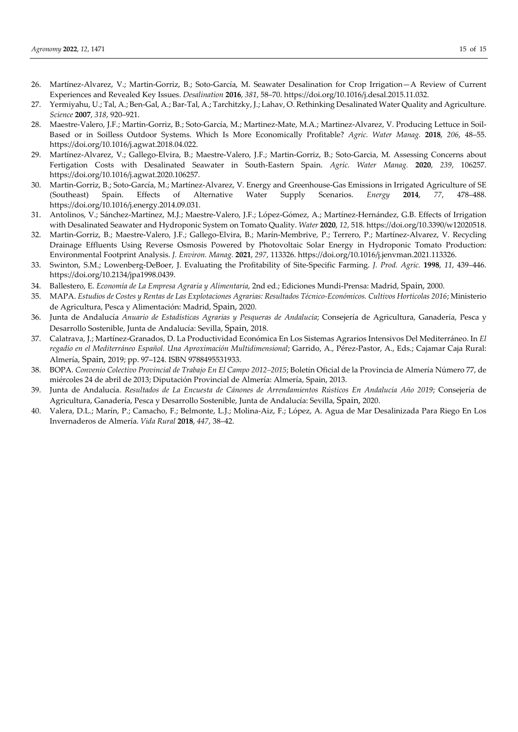26. Martínez-Alvarez, V.; Martin-Gorriz, B.; Soto-García, M. Seawater Desalination for Crop Irrigation—A Review of Current Experiences and Revealed Key Issues. *Desalination* **2016**, *381*, 58–70. https://doi.org/10.1016/j.desal.2015.11.032.
27. Yermiyahu, U.; Tal, A.; Ben-Gal, A.; Bar-Tal, A.; Tarchitzky, J.; Lahav, O. Rethinking Desalinated Water Quality and Agriculture. *Science* **2007**, *318*, 920–921.
28. Maestre-Valero, J.F.; Martin-Gorriz, B.; Soto-García, M.; Martinez-Mate, M.A.; Martinez-Alvarez, V. Producing Lettuce in Soil-Based or in Soilless Outdoor Systems. Which Is More Economically Profitable? *Agric. Water Manag.* **2018**, *206*, 48–55. https://doi.org/10.1016/j.agwat.2018.04.022.
29. Martínez-Alvarez, V.; Gallego-Elvira, B.; Maestre-Valero, J.F.; Martin-Gorriz, B.; Soto-Garcia, M. Assessing Concerns about Fertigation Costs with Desalinated Seawater in South-Eastern Spain. *Agric. Water Manag.* **2020**, *239*, 106257. https://doi.org/10.1016/j.agwat.2020.106257.
30. Martin-Gorriz, B.; Soto-García, M.; Martínez-Alvarez, V. Energy and Greenhouse-Gas Emissions in Irrigated Agriculture of SE (Southeast) Spain. Effects of Alternative Water Supply Scenarios. *Energy* **2014**, *77*, 478–488. https://doi.org/10.1016/j.energy.2014.09.031.
31. Antolinos, V.; Sánchez-Martínez, M.J.; Maestre-Valero, J.F.; López-Gómez, A.; Martínez-Hernández, G.B. Effects of Irrigation with Desalinated Seawater and Hydroponic System on Tomato Quality. *Water* **2020**, *12*, 518. https://doi.org/10.3390/w12020518.
32. Martin-Gorriz, B.; Maestre-Valero, J.F.; Gallego-Elvira, B.; Marín-Membrive, P.; Terrero, P.; Martínez-Alvarez, V. Recycling Drainage Effluents Using Reverse Osmosis Powered by Photovoltaic Solar Energy in Hydroponic Tomato Production: Environmental Footprint Analysis. *J. Environ. Manag.* **2021**, *297*, 113326. https://doi.org/10.1016/j.jenvman.2021.113326.
33. Swinton, S.M.; Lowenberg-DeBoer, J. Evaluating the Profitability of Site-Specific Farming. *J. Prod. Agric.* **1998**, *11*, 439–446. https://doi.org/10.2134/jpa1998.0439.
34. Ballestero, E. *Economía de La Empresa Agraria y Alimentaria*, 2nd ed.; Ediciones Mundi-Prensa: Madrid, Spain, 2000.
35. MAPA. *Estudios de Costes y Rentas de Las Explotaciones Agrarias: Resultados Técnico-Económicos. Cultivos Hortícolas 2016*; Ministerio de Agricultura, Pesca y Alimentación: Madrid, Spain, 2020.
36. Junta de Andalucía *Anuario de Estadísticas Agrarias y Pesqueras de Andalucía*; Consejería de Agricultura, Ganadería, Pesca y Desarrollo Sostenible, Junta de Andalucía: Sevilla, Spain, 2018.
37. Calatrava, J.; Martínez-Granados, D. La Productividad Económica En Los Sistemas Agrarios Intensivos Del Mediterráneo. In *El regadío en el Mediterráneo Español. Una Aproximación Multidimensional*; Garrido, A., Pérez-Pastor, A., Eds.; Cajamar Caja Rural: Almería, Spain, 2019; pp. 97–124. ISBN 9788495531933.
38. BOPA. *Convenio Colectivo Provincial de Trabajo En El Campo 2012–2015*; Boletín Oficial de la Provincia de Almería Número 77, de miércoles 24 de abril de 2013; Diputación Provincial de Almería: Almería, Spain, 2013.
39. Junta de Andalucía. *Resultados de La Encuesta de Cánones de Arrendamientos Rústicos En Andalucía Año 2019*; Consejería de Agricultura, Ganadería, Pesca y Desarrollo Sostenible, Junta de Andalucía: Sevilla, Spain, 2020.
40. Valera, D.L.; Marín, P.; Camacho, F.; Belmonte, L.J.; Molina-Aiz, F.; López, A. Agua de Mar Desalinizada Para Riego En Los Invernaderos de Almería. *Vida Rural* **2018**, *447*, 38–42.